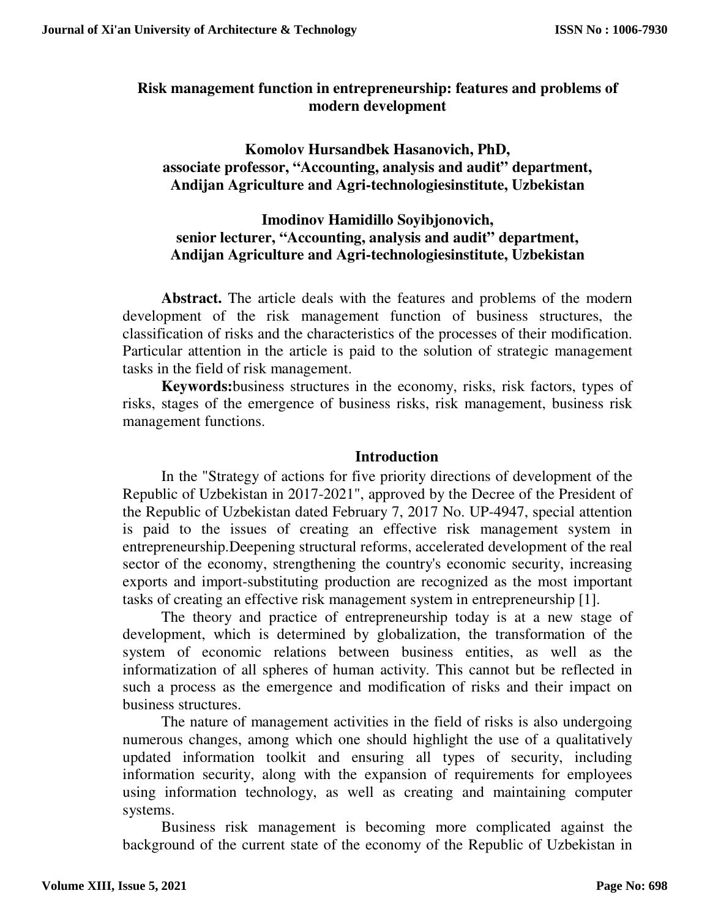# Risk management function in entrepreneurship: features and problems of modern development

**Komolov Hursandbek Hasanovich, PhD,**
**associate professor, "Accounting, analysis and audit" department,**
**Andijan Agriculture and Agri-technologiesinstitute, Uzbekistan**

**Imodinov Hamidillo Soyibjonovich,**
**senior lecturer, "Accounting, analysis and audit" department,**
**Andijan Agriculture and Agri-technologiesinstitute, Uzbekistan**

**Abstract.** The article deals with the features and problems of the modern development of the risk management function of business structures, the classification of risks and the characteristics of the processes of their modification. Particular attention in the article is paid to the solution of strategic management tasks in the field of risk management.

**Keywords:**business structures in the economy, risks, risk factors, types of risks, stages of the emergence of business risks, risk management, business risk management functions.

## Introduction

In the "Strategy of actions for five priority directions of development of the Republic of Uzbekistan in 2017-2021", approved by the Decree of the President of the Republic of Uzbekistan dated February 7, 2017 No. UP-4947, special attention is paid to the issues of creating an effective risk management system in entrepreneurship.Deepening structural reforms, accelerated development of the real sector of the economy, strengthening the country's economic security, increasing exports and import-substituting production are recognized as the most important tasks of creating an effective risk management system in entrepreneurship [1].

The theory and practice of entrepreneurship today is at a new stage of development, which is determined by globalization, the transformation of the system of economic relations between business entities, as well as the informatization of all spheres of human activity. This cannot but be reflected in such a process as the emergence and modification of risks and their impact on business structures.

The nature of management activities in the field of risks is also undergoing numerous changes, among which one should highlight the use of a qualitatively updated information toolkit and ensuring all types of security, including information security, along with the expansion of requirements for employees using information technology, as well as creating and maintaining computer systems.

Business risk management is becoming more complicated against the background of the current state of the economy of the Republic of Uzbekistan in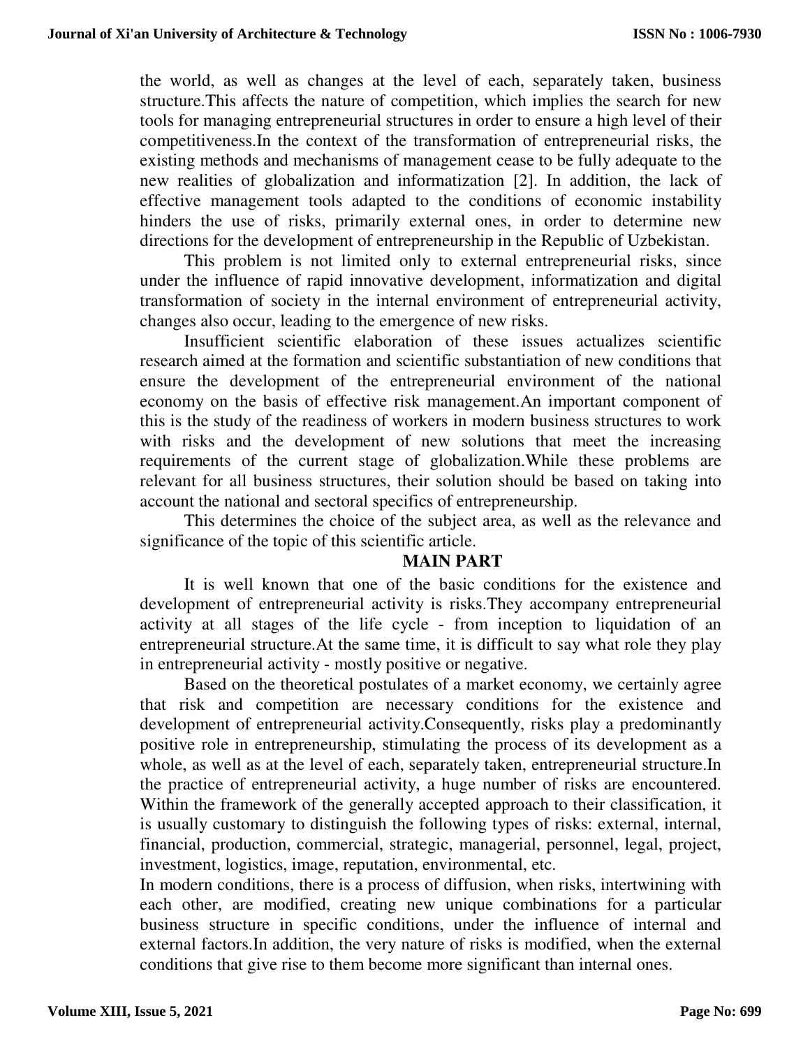the world, as well as changes at the level of each, separately taken, business structure.This affects the nature of competition, which implies the search for new tools for managing entrepreneurial structures in order to ensure a high level of their competitiveness.In the context of the transformation of entrepreneurial risks, the existing methods and mechanisms of management cease to be fully adequate to the new realities of globalization and informatization [2]. In addition, the lack of effective management tools adapted to the conditions of economic instability hinders the use of risks, primarily external ones, in order to determine new directions for the development of entrepreneurship in the Republic of Uzbekistan.

This problem is not limited only to external entrepreneurial risks, since under the influence of rapid innovative development, informatization and digital transformation of society in the internal environment of entrepreneurial activity, changes also occur, leading to the emergence of new risks.

Insufficient scientific elaboration of these issues actualizes scientific research aimed at the formation and scientific substantiation of new conditions that ensure the development of the entrepreneurial environment of the national economy on the basis of effective risk management.An important component of this is the study of the readiness of workers in modern business structures to work with risks and the development of new solutions that meet the increasing requirements of the current stage of globalization.While these problems are relevant for all business structures, their solution should be based on taking into account the national and sectoral specifics of entrepreneurship.

This determines the choice of the subject area, as well as the relevance and significance of the topic of this scientific article.

## MAIN PART

It is well known that one of the basic conditions for the existence and development of entrepreneurial activity is risks.They accompany entrepreneurial activity at all stages of the life cycle - from inception to liquidation of an entrepreneurial structure.At the same time, it is difficult to say what role they play in entrepreneurial activity - mostly positive or negative.

Based on the theoretical postulates of a market economy, we certainly agree that risk and competition are necessary conditions for the existence and development of entrepreneurial activity.Consequently, risks play a predominantly positive role in entrepreneurship, stimulating the process of its development as a whole, as well as at the level of each, separately taken, entrepreneurial structure.In the practice of entrepreneurial activity, a huge number of risks are encountered. Within the framework of the generally accepted approach to their classification, it is usually customary to distinguish the following types of risks: external, internal, financial, production, commercial, strategic, managerial, personnel, legal, project, investment, logistics, image, reputation, environmental, etc.

In modern conditions, there is a process of diffusion, when risks, intertwining with each other, are modified, creating new unique combinations for a particular business structure in specific conditions, under the influence of internal and external factors.In addition, the very nature of risks is modified, when the external conditions that give rise to them become more significant than internal ones.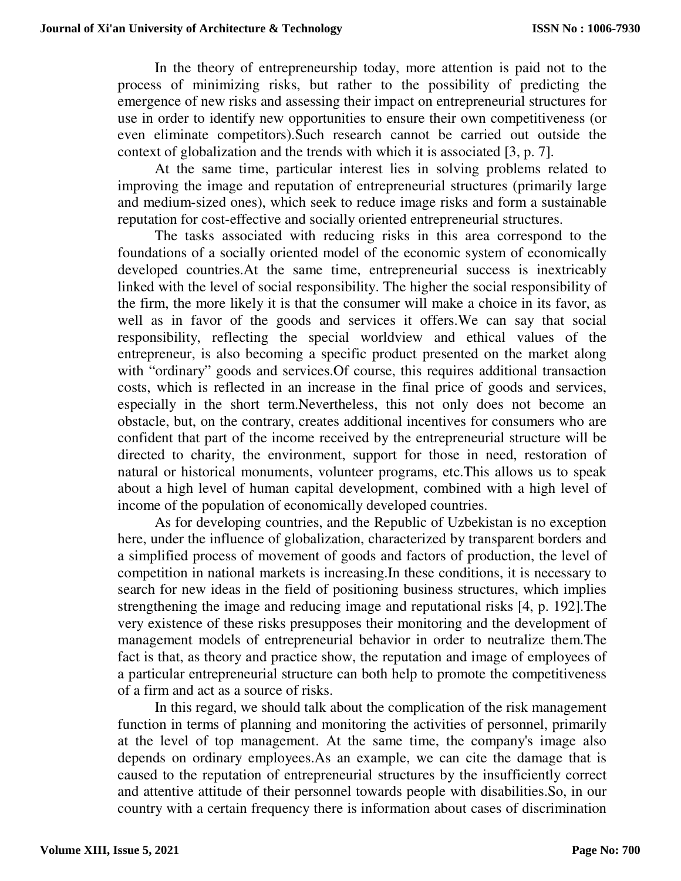In the theory of entrepreneurship today, more attention is paid not to the process of minimizing risks, but rather to the possibility of predicting the emergence of new risks and assessing their impact on entrepreneurial structures for use in order to identify new opportunities to ensure their own competitiveness (or even eliminate competitors).Such research cannot be carried out outside the context of globalization and the trends with which it is associated [3, p. 7].

At the same time, particular interest lies in solving problems related to improving the image and reputation of entrepreneurial structures (primarily large and medium-sized ones), which seek to reduce image risks and form a sustainable reputation for cost-effective and socially oriented entrepreneurial structures.

The tasks associated with reducing risks in this area correspond to the foundations of a socially oriented model of the economic system of economically developed countries.At the same time, entrepreneurial success is inextricably linked with the level of social responsibility. The higher the social responsibility of the firm, the more likely it is that the consumer will make a choice in its favor, as well as in favor of the goods and services it offers.We can say that social responsibility, reflecting the special worldview and ethical values of the entrepreneur, is also becoming a specific product presented on the market along with "ordinary" goods and services.Of course, this requires additional transaction costs, which is reflected in an increase in the final price of goods and services, especially in the short term.Nevertheless, this not only does not become an obstacle, but, on the contrary, creates additional incentives for consumers who are confident that part of the income received by the entrepreneurial structure will be directed to charity, the environment, support for those in need, restoration of natural or historical monuments, volunteer programs, etc.This allows us to speak about a high level of human capital development, combined with a high level of income of the population of economically developed countries.

As for developing countries, and the Republic of Uzbekistan is no exception here, under the influence of globalization, characterized by transparent borders and a simplified process of movement of goods and factors of production, the level of competition in national markets is increasing.In these conditions, it is necessary to search for new ideas in the field of positioning business structures, which implies strengthening the image and reducing image and reputational risks [4, p. 192].The very existence of these risks presupposes their monitoring and the development of management models of entrepreneurial behavior in order to neutralize them.The fact is that, as theory and practice show, the reputation and image of employees of a particular entrepreneurial structure can both help to promote the competitiveness of a firm and act as a source of risks.

In this regard, we should talk about the complication of the risk management function in terms of planning and monitoring the activities of personnel, primarily at the level of top management. At the same time, the company's image also depends on ordinary employees.As an example, we can cite the damage that is caused to the reputation of entrepreneurial structures by the insufficiently correct and attentive attitude of their personnel towards people with disabilities.So, in our country with a certain frequency there is information about cases of discrimination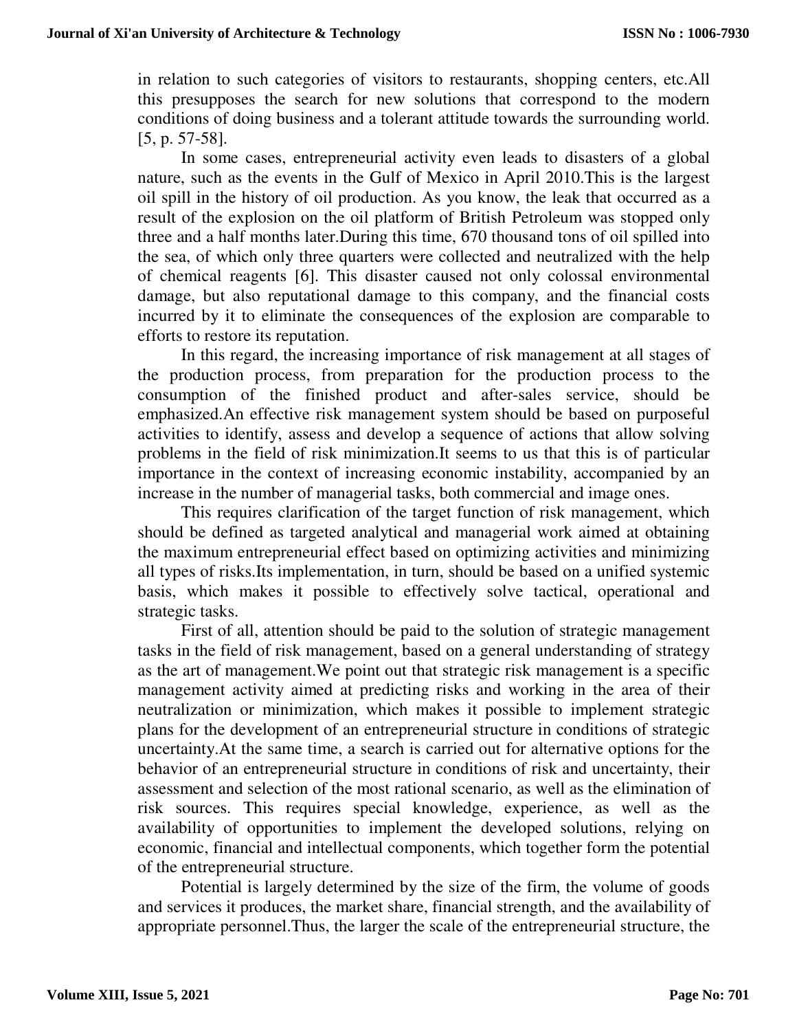in relation to such categories of visitors to restaurants, shopping centers, etc.All this presupposes the search for new solutions that correspond to the modern conditions of doing business and a tolerant attitude towards the surrounding world. [5, p. 57-58].

In some cases, entrepreneurial activity even leads to disasters of a global nature, such as the events in the Gulf of Mexico in April 2010.This is the largest oil spill in the history of oil production. As you know, the leak that occurred as a result of the explosion on the oil platform of British Petroleum was stopped only three and a half months later.During this time, 670 thousand tons of oil spilled into the sea, of which only three quarters were collected and neutralized with the help of chemical reagents [6]. This disaster caused not only colossal environmental damage, but also reputational damage to this company, and the financial costs incurred by it to eliminate the consequences of the explosion are comparable to efforts to restore its reputation.

In this regard, the increasing importance of risk management at all stages of the production process, from preparation for the production process to the consumption of the finished product and after-sales service, should be emphasized.An effective risk management system should be based on purposeful activities to identify, assess and develop a sequence of actions that allow solving problems in the field of risk minimization.It seems to us that this is of particular importance in the context of increasing economic instability, accompanied by an increase in the number of managerial tasks, both commercial and image ones.

This requires clarification of the target function of risk management, which should be defined as targeted analytical and managerial work aimed at obtaining the maximum entrepreneurial effect based on optimizing activities and minimizing all types of risks.Its implementation, in turn, should be based on a unified systemic basis, which makes it possible to effectively solve tactical, operational and strategic tasks.

First of all, attention should be paid to the solution of strategic management tasks in the field of risk management, based on a general understanding of strategy as the art of management.We point out that strategic risk management is a specific management activity aimed at predicting risks and working in the area of their neutralization or minimization, which makes it possible to implement strategic plans for the development of an entrepreneurial structure in conditions of strategic uncertainty.At the same time, a search is carried out for alternative options for the behavior of an entrepreneurial structure in conditions of risk and uncertainty, their assessment and selection of the most rational scenario, as well as the elimination of risk sources. This requires special knowledge, experience, as well as the availability of opportunities to implement the developed solutions, relying on economic, financial and intellectual components, which together form the potential of the entrepreneurial structure.

Potential is largely determined by the size of the firm, the volume of goods and services it produces, the market share, financial strength, and the availability of appropriate personnel.Thus, the larger the scale of the entrepreneurial structure, the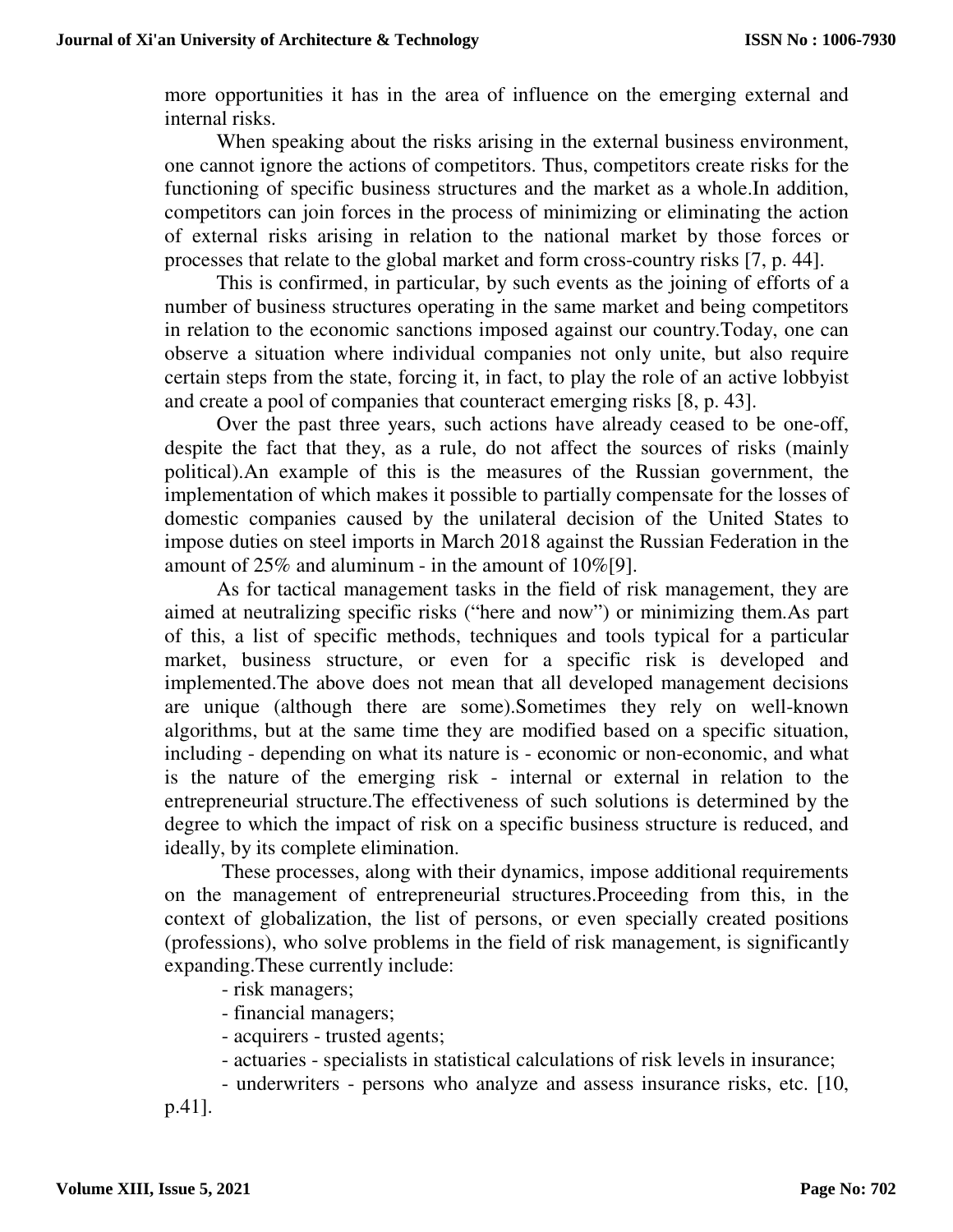more opportunities it has in the area of influence on the emerging external and internal risks.

When speaking about the risks arising in the external business environment, one cannot ignore the actions of competitors. Thus, competitors create risks for the functioning of specific business structures and the market as a whole.In addition, competitors can join forces in the process of minimizing or eliminating the action of external risks arising in relation to the national market by those forces or processes that relate to the global market and form cross-country risks [7, p. 44].

This is confirmed, in particular, by such events as the joining of efforts of a number of business structures operating in the same market and being competitors in relation to the economic sanctions imposed against our country.Today, one can observe a situation where individual companies not only unite, but also require certain steps from the state, forcing it, in fact, to play the role of an active lobbyist and create a pool of companies that counteract emerging risks [8, p. 43].

Over the past three years, such actions have already ceased to be one-off, despite the fact that they, as a rule, do not affect the sources of risks (mainly political).An example of this is the measures of the Russian government, the implementation of which makes it possible to partially compensate for the losses of domestic companies caused by the unilateral decision of the United States to impose duties on steel imports in March 2018 against the Russian Federation in the amount of 25% and aluminum - in the amount of 10%[9].

As for tactical management tasks in the field of risk management, they are aimed at neutralizing specific risks ("here and now") or minimizing them.As part of this, a list of specific methods, techniques and tools typical for a particular market, business structure, or even for a specific risk is developed and implemented.The above does not mean that all developed management decisions are unique (although there are some).Sometimes they rely on well-known algorithms, but at the same time they are modified based on a specific situation, including - depending on what its nature is - economic or non-economic, and what is the nature of the emerging risk - internal or external in relation to the entrepreneurial structure.The effectiveness of such solutions is determined by the degree to which the impact of risk on a specific business structure is reduced, and ideally, by its complete elimination.

These processes, along with their dynamics, impose additional requirements on the management of entrepreneurial structures.Proceeding from this, in the context of globalization, the list of persons, or even specially created positions (professions), who solve problems in the field of risk management, is significantly expanding.These currently include:

- risk managers;
- financial managers;
- acquirers - trusted agents;
- actuaries - specialists in statistical calculations of risk levels in insurance;
- underwriters - persons who analyze and assess insurance risks, etc. [10, p.41].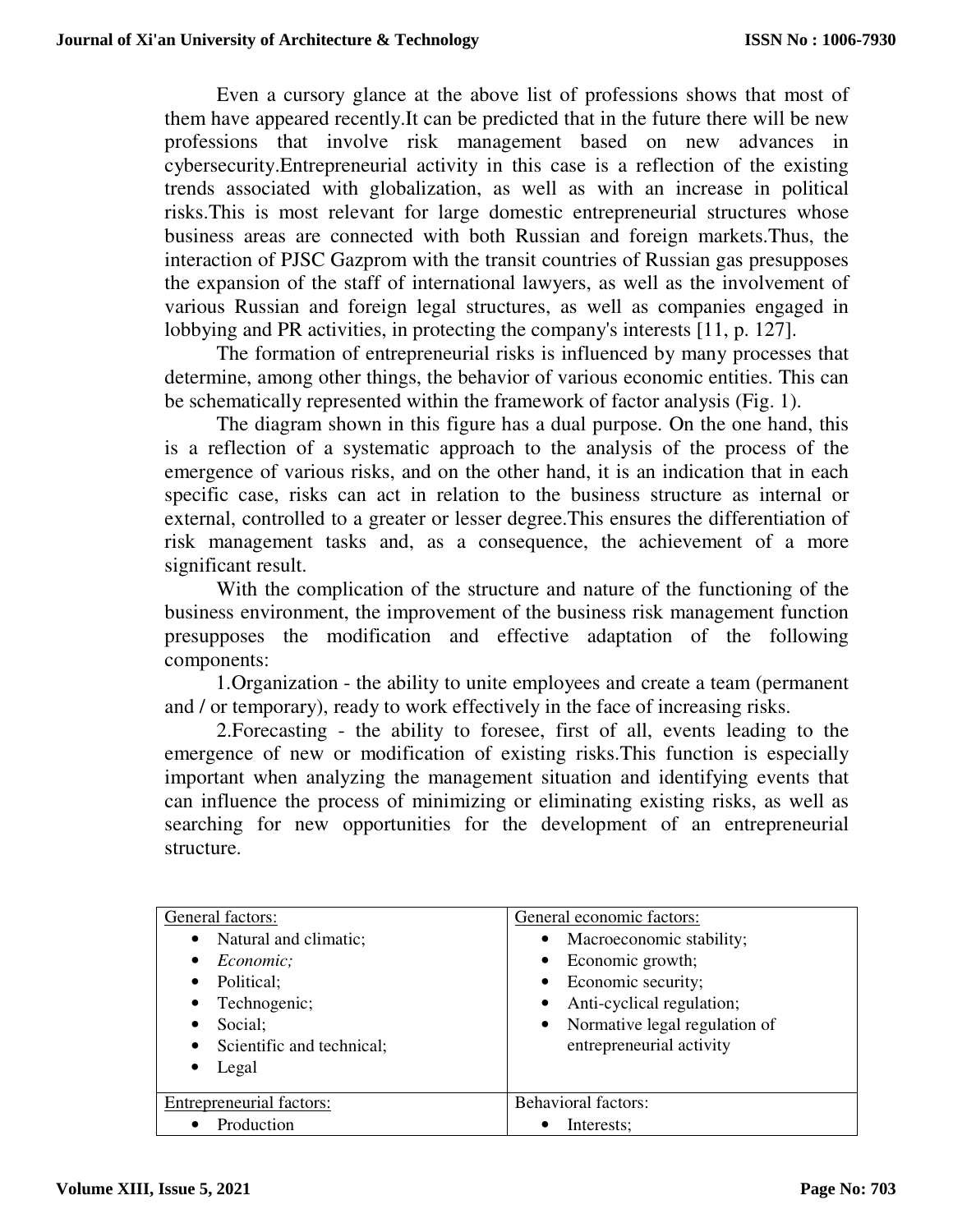Even a cursory glance at the above list of professions shows that most of them have appeared recently.It can be predicted that in the future there will be new professions that involve risk management based on new advances in cybersecurity.Entrepreneurial activity in this case is a reflection of the existing trends associated with globalization, as well as with an increase in political risks.This is most relevant for large domestic entrepreneurial structures whose business areas are connected with both Russian and foreign markets.Thus, the interaction of PJSC Gazprom with the transit countries of Russian gas presupposes the expansion of the staff of international lawyers, as well as the involvement of various Russian and foreign legal structures, as well as companies engaged in lobbying and PR activities, in protecting the company's interests [11, p. 127].

The formation of entrepreneurial risks is influenced by many processes that determine, among other things, the behavior of various economic entities. This can be schematically represented within the framework of factor analysis (Fig. 1).

The diagram shown in this figure has a dual purpose. On the one hand, this is a reflection of a systematic approach to the analysis of the process of the emergence of various risks, and on the other hand, it is an indication that in each specific case, risks can act in relation to the business structure as internal or external, controlled to a greater or lesser degree.This ensures the differentiation of risk management tasks and, as a consequence, the achievement of a more significant result.

With the complication of the structure and nature of the functioning of the business environment, the improvement of the business risk management function presupposes the modification and effective adaptation of the following components:

1.Organization - the ability to unite employees and create a team (permanent and / or temporary), ready to work effectively in the face of increasing risks.

2.Forecasting - the ability to foresee, first of all, events leading to the emergence of new or modification of existing risks.This function is especially important when analyzing the management situation and identifying events that can influence the process of minimizing or eliminating existing risks, as well as searching for new opportunities for the development of an entrepreneurial structure.

| General factors: | General economic factors: |
|---|---|
| • Natural and climatic;<br>• *Economic;*<br>• Political;<br>• Technogenic;<br>• Social;<br>• Scientific and technical;<br>• Legal | • Macroeconomic stability;<br>• Economic growth;<br>• Economic security;<br>• Anti-cyclical regulation;<br>• Normative legal regulation of entrepreneurial activity |
| Entrepreneurial factors: | Behavioral factors: |
| • Production | • Interests; |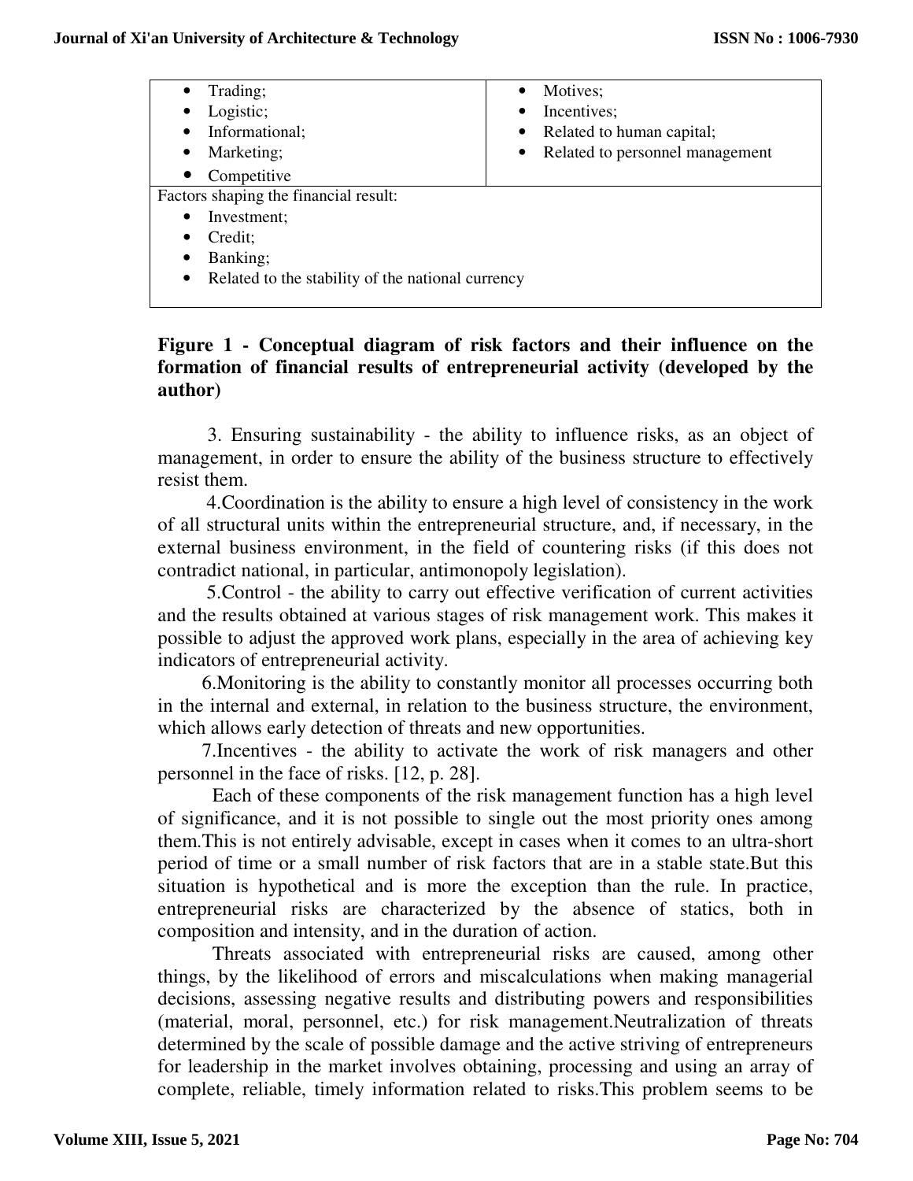| • Trading;<br>• Logistic;<br>• Informational;<br>• Marketing;<br>• Competitive | • Motives;<br>• Incentives;<br>• Related to human capital;<br>• Related to personnel management |
|---|---|
| Factors shaping the financial result:<br>• Investment;<br>• Credit;<br>• Banking;<br>• Related to the stability of the national currency | |

**Figure 1 - Conceptual diagram of risk factors and their influence on the formation of financial results of entrepreneurial activity (developed by the author)**

3. Ensuring sustainability - the ability to influence risks, as an object of management, in order to ensure the ability of the business structure to effectively resist them.

4.Coordination is the ability to ensure a high level of consistency in the work of all structural units within the entrepreneurial structure, and, if necessary, in the external business environment, in the field of countering risks (if this does not contradict national, in particular, antimonopoly legislation).

5.Control - the ability to carry out effective verification of current activities and the results obtained at various stages of risk management work. This makes it possible to adjust the approved work plans, especially in the area of achieving key indicators of entrepreneurial activity.

6.Monitoring is the ability to constantly monitor all processes occurring both in the internal and external, in relation to the business structure, the environment, which allows early detection of threats and new opportunities.

7.Incentives - the ability to activate the work of risk managers and other personnel in the face of risks. [12, p. 28].

Each of these components of the risk management function has a high level of significance, and it is not possible to single out the most priority ones among them.This is not entirely advisable, except in cases when it comes to an ultra-short period of time or a small number of risk factors that are in a stable state.But this situation is hypothetical and is more the exception than the rule. In practice, entrepreneurial risks are characterized by the absence of statics, both in composition and intensity, and in the duration of action.

Threats associated with entrepreneurial risks are caused, among other things, by the likelihood of errors and miscalculations when making managerial decisions, assessing negative results and distributing powers and responsibilities (material, moral, personnel, etc.) for risk management.Neutralization of threats determined by the scale of possible damage and the active striving of entrepreneurs for leadership in the market involves obtaining, processing and using an array of complete, reliable, timely information related to risks.This problem seems to be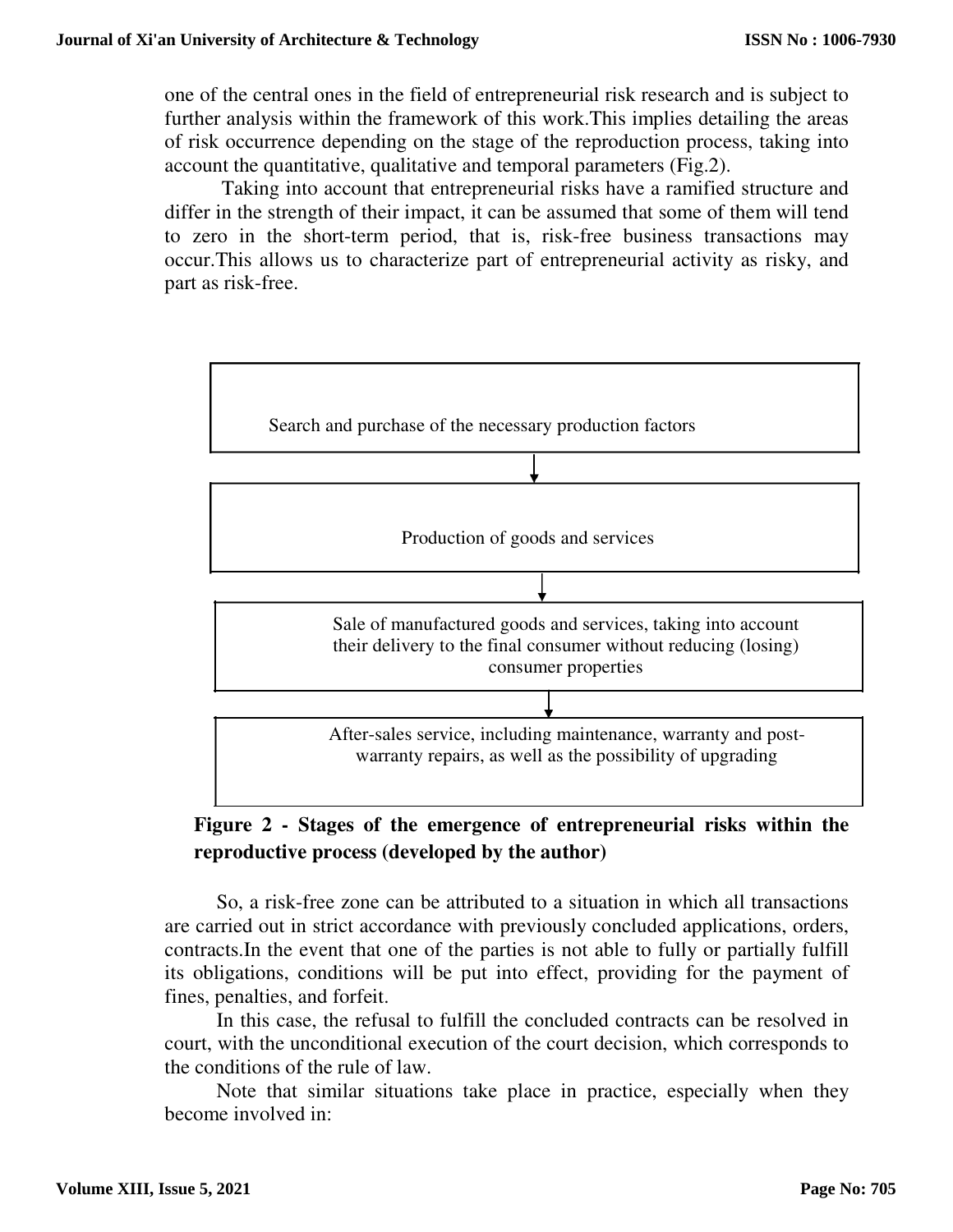one of the central ones in the field of entrepreneurial risk research and is subject to further analysis within the framework of this work.This implies detailing the areas of risk occurrence depending on the stage of the reproduction process, taking into account the quantitative, qualitative and temporal parameters (Fig.2).

Taking into account that entrepreneurial risks have a ramified structure and differ in the strength of their impact, it can be assumed that some of them will tend to zero in the short-term period, that is, risk-free business transactions may occur.This allows us to characterize part of entrepreneurial activity as risky, and part as risk-free.

Search and purchase of the necessary production factors

↓

Production of goods and services

↓

Sale of manufactured goods and services, taking into account their delivery to the final consumer without reducing (losing) consumer properties

↓

After-sales service, including maintenance, warranty and post-warranty repairs, as well as the possibility of upgrading

**Figure 2 - Stages of the emergence of entrepreneurial risks within the reproductive process (developed by the author)**

So, a risk-free zone can be attributed to a situation in which all transactions are carried out in strict accordance with previously concluded applications, orders, contracts.In the event that one of the parties is not able to fully or partially fulfill its obligations, conditions will be put into effect, providing for the payment of fines, penalties, and forfeit.

In this case, the refusal to fulfill the concluded contracts can be resolved in court, with the unconditional execution of the court decision, which corresponds to the conditions of the rule of law.

Note that similar situations take place in practice, especially when they become involved in: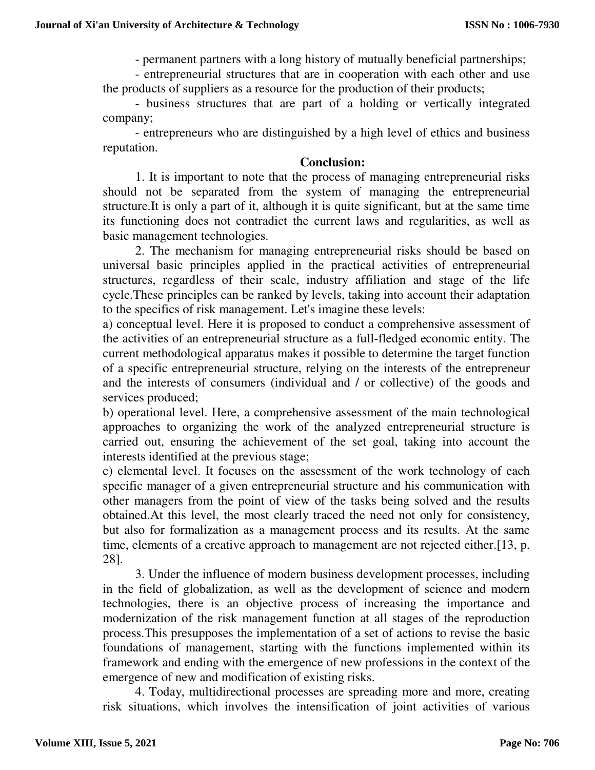- permanent partners with a long history of mutually beneficial partnerships;

- entrepreneurial structures that are in cooperation with each other and use the products of suppliers as a resource for the production of their products;

- business structures that are part of a holding or vertically integrated company;

- entrepreneurs who are distinguished by a high level of ethics and business reputation.

## Conclusion:

1. It is important to note that the process of managing entrepreneurial risks should not be separated from the system of managing the entrepreneurial structure.It is only a part of it, although it is quite significant, but at the same time its functioning does not contradict the current laws and regularities, as well as basic management technologies.

2. The mechanism for managing entrepreneurial risks should be based on universal basic principles applied in the practical activities of entrepreneurial structures, regardless of their scale, industry affiliation and stage of the life cycle.These principles can be ranked by levels, taking into account their adaptation to the specifics of risk management. Let's imagine these levels:

a) conceptual level. Here it is proposed to conduct a comprehensive assessment of the activities of an entrepreneurial structure as a full-fledged economic entity. The current methodological apparatus makes it possible to determine the target function of a specific entrepreneurial structure, relying on the interests of the entrepreneur and the interests of consumers (individual and / or collective) of the goods and services produced;

b) operational level. Here, a comprehensive assessment of the main technological approaches to organizing the work of the analyzed entrepreneurial structure is carried out, ensuring the achievement of the set goal, taking into account the interests identified at the previous stage;

c) elemental level. It focuses on the assessment of the work technology of each specific manager of a given entrepreneurial structure and his communication with other managers from the point of view of the tasks being solved and the results obtained.At this level, the most clearly traced the need not only for consistency, but also for formalization as a management process and its results. At the same time, elements of a creative approach to management are not rejected either.[13, p. 28].

3. Under the influence of modern business development processes, including in the field of globalization, as well as the development of science and modern technologies, there is an objective process of increasing the importance and modernization of the risk management function at all stages of the reproduction process.This presupposes the implementation of a set of actions to revise the basic foundations of management, starting with the functions implemented within its framework and ending with the emergence of new professions in the context of the emergence of new and modification of existing risks.

4. Today, multidirectional processes are spreading more and more, creating risk situations, which involves the intensification of joint activities of various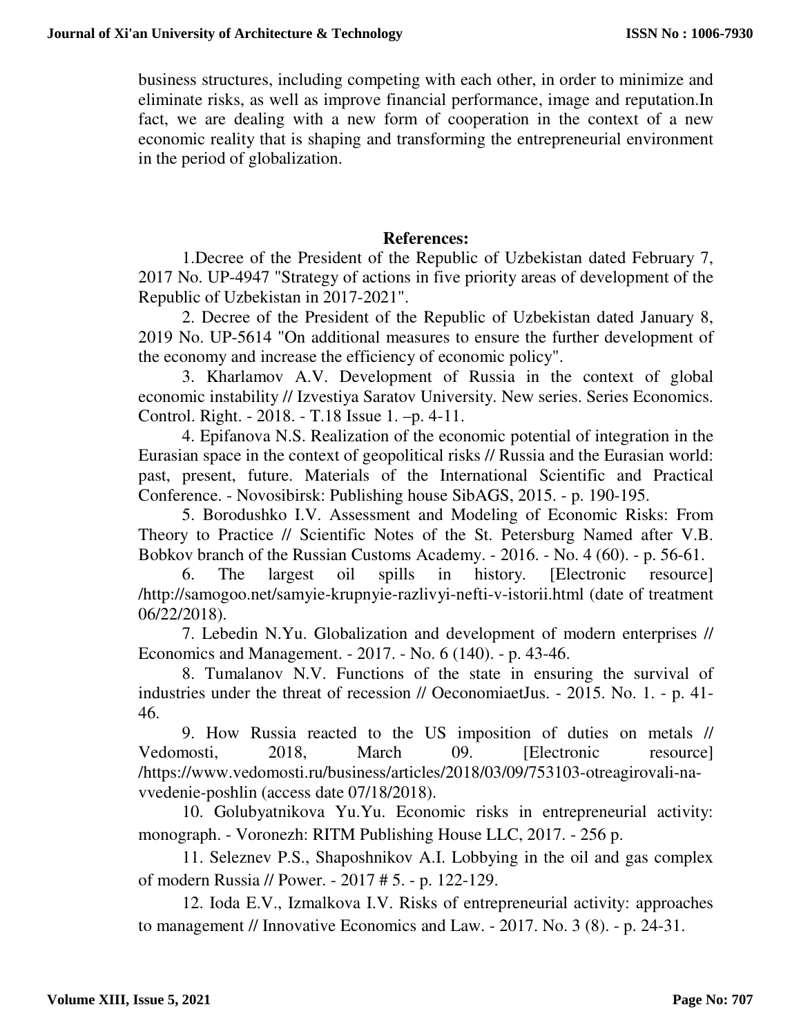business structures, including competing with each other, in order to minimize and eliminate risks, as well as improve financial performance, image and reputation.In fact, we are dealing with a new form of cooperation in the context of a new economic reality that is shaping and transforming the entrepreneurial environment in the period of globalization.

## References:

1.Decree of the President of the Republic of Uzbekistan dated February 7, 2017 No. UP-4947 "Strategy of actions in five priority areas of development of the Republic of Uzbekistan in 2017-2021".

2. Decree of the President of the Republic of Uzbekistan dated January 8, 2019 No. UP-5614 "On additional measures to ensure the further development of the economy and increase the efficiency of economic policy".

3. Kharlamov A.V. Development of Russia in the context of global economic instability // Izvestiya Saratov University. New series. Series Economics. Control. Right. - 2018. - T.18 Issue 1. –p. 4-11.

4. Epifanova N.S. Realization of the economic potential of integration in the Eurasian space in the context of geopolitical risks // Russia and the Eurasian world: past, present, future. Materials of the International Scientific and Practical Conference. - Novosibirsk: Publishing house SibAGS, 2015. - p. 190-195.

5. Borodushko I.V. Assessment and Modeling of Economic Risks: From Theory to Practice // Scientific Notes of the St. Petersburg Named after V.B. Bobkov branch of the Russian Customs Academy. - 2016. - No. 4 (60). - p. 56-61.

6. The largest oil spills in history. [Electronic resource] /http://samogoo.net/samyie-krupnyie-razlivyi-nefti-v-istorii.html (date of treatment 06/22/2018).

7. Lebedin N.Yu. Globalization and development of modern enterprises // Economics and Management. - 2017. - No. 6 (140). - p. 43-46.

8. Tumalanov N.V. Functions of the state in ensuring the survival of industries under the threat of recession // OeconomiaetJus. - 2015. No. 1. - p. 41-46.

9. How Russia reacted to the US imposition of duties on metals // Vedomosti, 2018, March 09. [Electronic resource] /https://www.vedomosti.ru/business/articles/2018/03/09/753103-otreagirovali-na-vvedenie-poshlin (access date 07/18/2018).

10. Golubyatnikova Yu.Yu. Economic risks in entrepreneurial activity: monograph. - Voronezh: RITM Publishing House LLC, 2017. - 256 p.

11. Seleznev P.S., Shaposhnikov A.I. Lobbying in the oil and gas complex of modern Russia // Power. - 2017 # 5. - p. 122-129.

12. Ioda E.V., Izmalkova I.V. Risks of entrepreneurial activity: approaches to management // Innovative Economics and Law. - 2017. No. 3 (8). - p. 24-31.